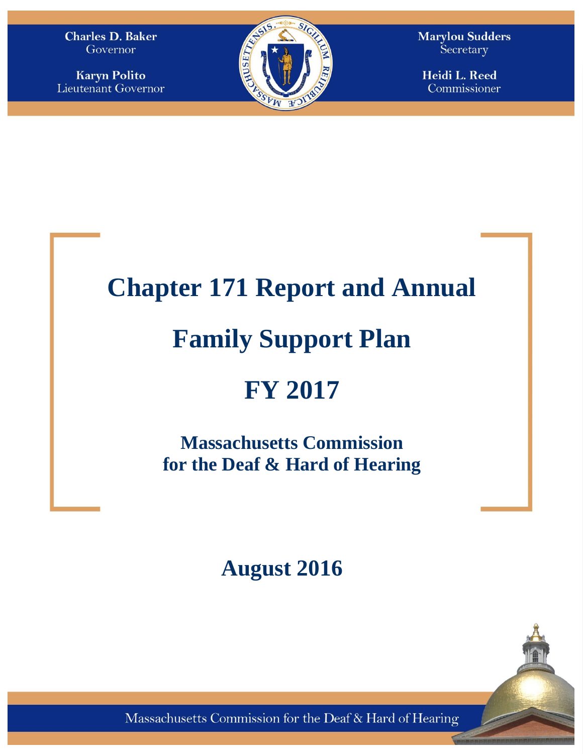Charles D. Baker
Governor

Karyn Polito
Lieutenant Governor

Marylou Sudders
Secretary

Heidi L. Reed
Commissioner

# Chapter 171 Report and Annual Family Support Plan

# FY 2017

## Massachusetts Commission for the Deaf & Hard of Hearing

## August 2016

Massachusetts Commission for the Deaf & Hard of Hearing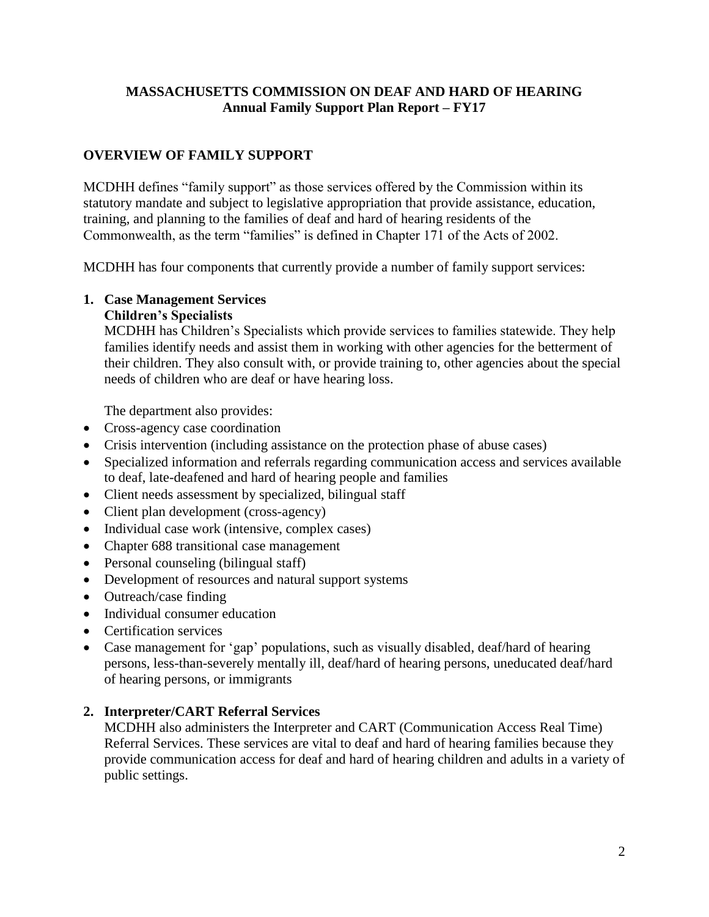**MASSACHUSETTS COMMISSION ON DEAF AND HARD OF HEARING**
**Annual Family Support Plan Report – FY17**

## OVERVIEW OF FAMILY SUPPORT

MCDHH defines "family support" as those services offered by the Commission within its statutory mandate and subject to legislative appropriation that provide assistance, education, training, and planning to the families of deaf and hard of hearing residents of the Commonwealth, as the term "families" is defined in Chapter 171 of the Acts of 2002.

MCDHH has four components that currently provide a number of family support services:

1. **Case Management Services**
   **Children's Specialists**
   MCDHH has Children's Specialists which provide services to families statewide. They help families identify needs and assist them in working with other agencies for the betterment of their children. They also consult with, or provide training to, other agencies about the special needs of children who are deaf or have hearing loss.

   The department also provides:

- Cross-agency case coordination
- Crisis intervention (including assistance on the protection phase of abuse cases)
- Specialized information and referrals regarding communication access and services available to deaf, late-deafened and hard of hearing people and families
- Client needs assessment by specialized, bilingual staff
- Client plan development (cross-agency)
- Individual case work (intensive, complex cases)
- Chapter 688 transitional case management
- Personal counseling (bilingual staff)
- Development of resources and natural support systems
- Outreach/case finding
- Individual consumer education
- Certification services
- Case management for 'gap' populations, such as visually disabled, deaf/hard of hearing persons, less-than-severely mentally ill, deaf/hard of hearing persons, uneducated deaf/hard of hearing persons, or immigrants

2. **Interpreter/CART Referral Services**
   MCDHH also administers the Interpreter and CART (Communication Access Real Time) Referral Services. These services are vital to deaf and hard of hearing families because they provide communication access for deaf and hard of hearing children and adults in a variety of public settings.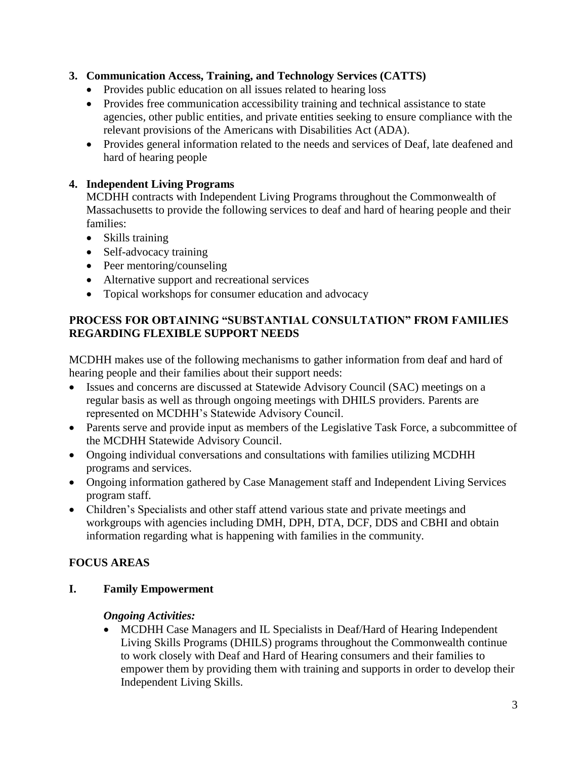**3. Communication Access, Training, and Technology Services (CATTS)**

- Provides public education on all issues related to hearing loss
- Provides free communication accessibility training and technical assistance to state agencies, other public entities, and private entities seeking to ensure compliance with the relevant provisions of the Americans with Disabilities Act (ADA).
- Provides general information related to the needs and services of Deaf, late deafened and hard of hearing people

**4. Independent Living Programs**

MCDHH contracts with Independent Living Programs throughout the Commonwealth of Massachusetts to provide the following services to deaf and hard of hearing people and their families:

- Skills training
- Self-advocacy training
- Peer mentoring/counseling
- Alternative support and recreational services
- Topical workshops for consumer education and advocacy

## PROCESS FOR OBTAINING "SUBSTANTIAL CONSULTATION" FROM FAMILIES REGARDING FLEXIBLE SUPPORT NEEDS

MCDHH makes use of the following mechanisms to gather information from deaf and hard of hearing people and their families about their support needs:

- Issues and concerns are discussed at Statewide Advisory Council (SAC) meetings on a regular basis as well as through ongoing meetings with DHILS providers. Parents are represented on MCDHH's Statewide Advisory Council.
- Parents serve and provide input as members of the Legislative Task Force, a subcommittee of the MCDHH Statewide Advisory Council.
- Ongoing individual conversations and consultations with families utilizing MCDHH programs and services.
- Ongoing information gathered by Case Management staff and Independent Living Services program staff.
- Children's Specialists and other staff attend various state and private meetings and workgroups with agencies including DMH, DPH, DTA, DCF, DDS and CBHI and obtain information regarding what is happening with families in the community.

## FOCUS AREAS

### I. Family Empowerment

***Ongoing Activities:***

- MCDHH Case Managers and IL Specialists in Deaf/Hard of Hearing Independent Living Skills Programs (DHILS) programs throughout the Commonwealth continue to work closely with Deaf and Hard of Hearing consumers and their families to empower them by providing them with training and supports in order to develop their Independent Living Skills.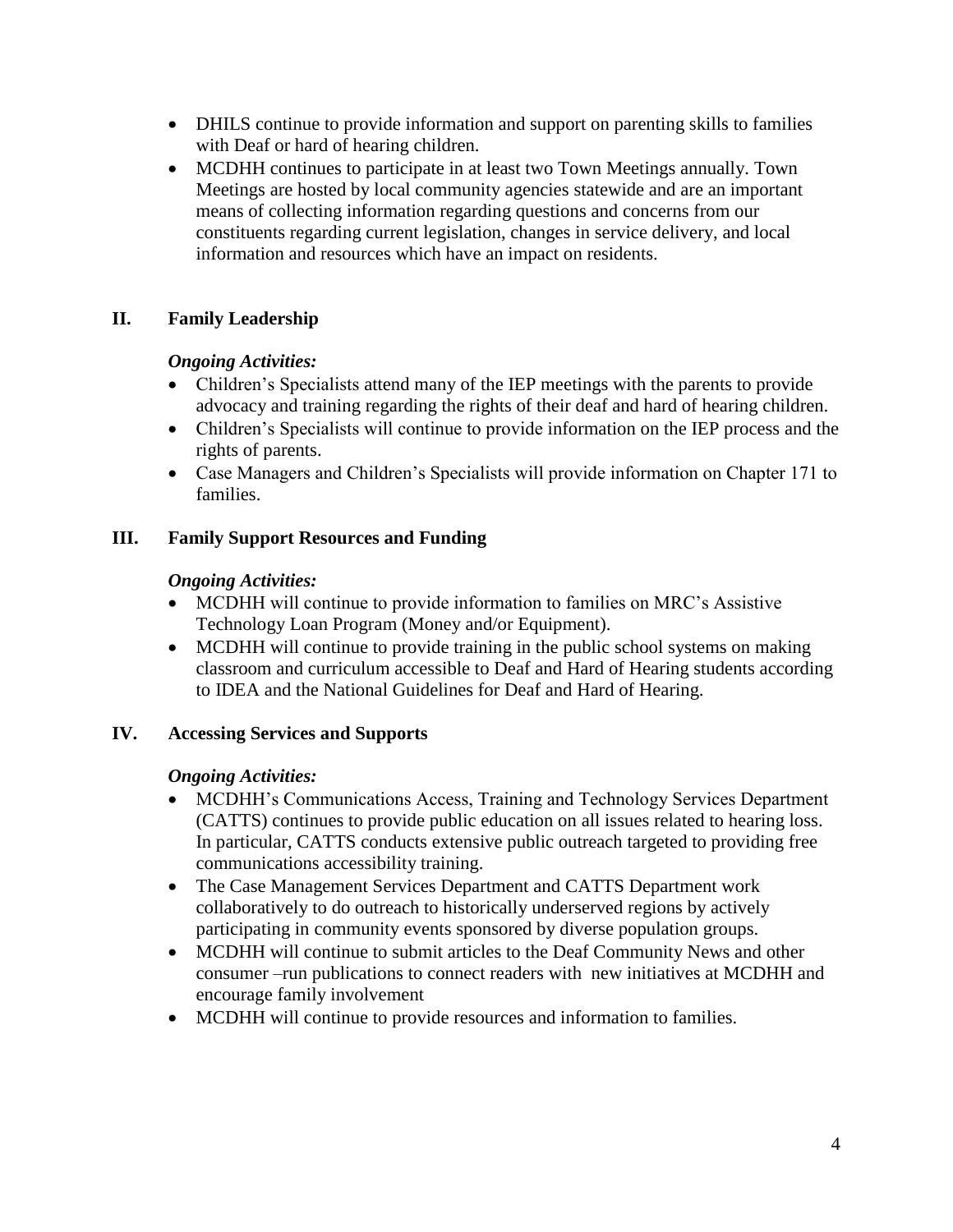- DHILS continue to provide information and support on parenting skills to families with Deaf or hard of hearing children.
- MCDHH continues to participate in at least two Town Meetings annually. Town Meetings are hosted by local community agencies statewide and are an important means of collecting information regarding questions and concerns from our constituents regarding current legislation, changes in service delivery, and local information and resources which have an impact on residents.

## II. Family Leadership

***Ongoing Activities:***

- Children's Specialists attend many of the IEP meetings with the parents to provide advocacy and training regarding the rights of their deaf and hard of hearing children.
- Children's Specialists will continue to provide information on the IEP process and the rights of parents.
- Case Managers and Children's Specialists will provide information on Chapter 171 to families.

## III. Family Support Resources and Funding

***Ongoing Activities:***

- MCDHH will continue to provide information to families on MRC's Assistive Technology Loan Program (Money and/or Equipment).
- MCDHH will continue to provide training in the public school systems on making classroom and curriculum accessible to Deaf and Hard of Hearing students according to IDEA and the National Guidelines for Deaf and Hard of Hearing.

## IV. Accessing Services and Supports

***Ongoing Activities:***

- MCDHH's Communications Access, Training and Technology Services Department (CATTS) continues to provide public education on all issues related to hearing loss. In particular, CATTS conducts extensive public outreach targeted to providing free communications accessibility training.
- The Case Management Services Department and CATTS Department work collaboratively to do outreach to historically underserved regions by actively participating in community events sponsored by diverse population groups.
- MCDHH will continue to submit articles to the Deaf Community News and other consumer –run publications to connect readers with new initiatives at MCDHH and encourage family involvement
- MCDHH will continue to provide resources and information to families.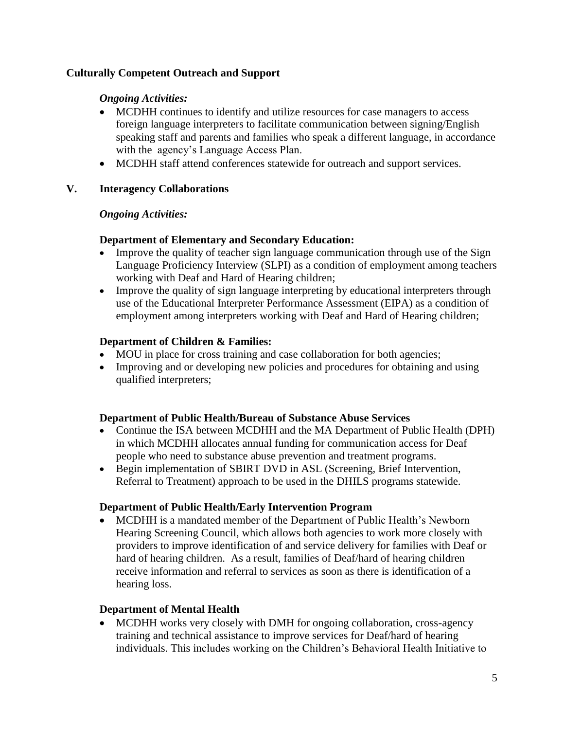**Culturally Competent Outreach and Support**

***Ongoing Activities:***

- MCDHH continues to identify and utilize resources for case managers to access foreign language interpreters to facilitate communication between signing/English speaking staff and parents and families who speak a different language, in accordance with the agency's Language Access Plan.
- MCDHH staff attend conferences statewide for outreach and support services.

## V. Interagency Collaborations

***Ongoing Activities:***

**Department of Elementary and Secondary Education:**

- Improve the quality of teacher sign language communication through use of the Sign Language Proficiency Interview (SLPI) as a condition of employment among teachers working with Deaf and Hard of Hearing children;
- Improve the quality of sign language interpreting by educational interpreters through use of the Educational Interpreter Performance Assessment (EIPA) as a condition of employment among interpreters working with Deaf and Hard of Hearing children;

**Department of Children & Families:**

- MOU in place for cross training and case collaboration for both agencies;
- Improving and or developing new policies and procedures for obtaining and using qualified interpreters;

**Department of Public Health/Bureau of Substance Abuse Services**

- Continue the ISA between MCDHH and the MA Department of Public Health (DPH) in which MCDHH allocates annual funding for communication access for Deaf people who need to substance abuse prevention and treatment programs.
- Begin implementation of SBIRT DVD in ASL (Screening, Brief Intervention, Referral to Treatment) approach to be used in the DHILS programs statewide.

**Department of Public Health/Early Intervention Program**

- MCDHH is a mandated member of the Department of Public Health's Newborn Hearing Screening Council, which allows both agencies to work more closely with providers to improve identification of and service delivery for families with Deaf or hard of hearing children. As a result, families of Deaf/hard of hearing children receive information and referral to services as soon as there is identification of a hearing loss.

**Department of Mental Health**

- MCDHH works very closely with DMH for ongoing collaboration, cross-agency training and technical assistance to improve services for Deaf/hard of hearing individuals. This includes working on the Children's Behavioral Health Initiative to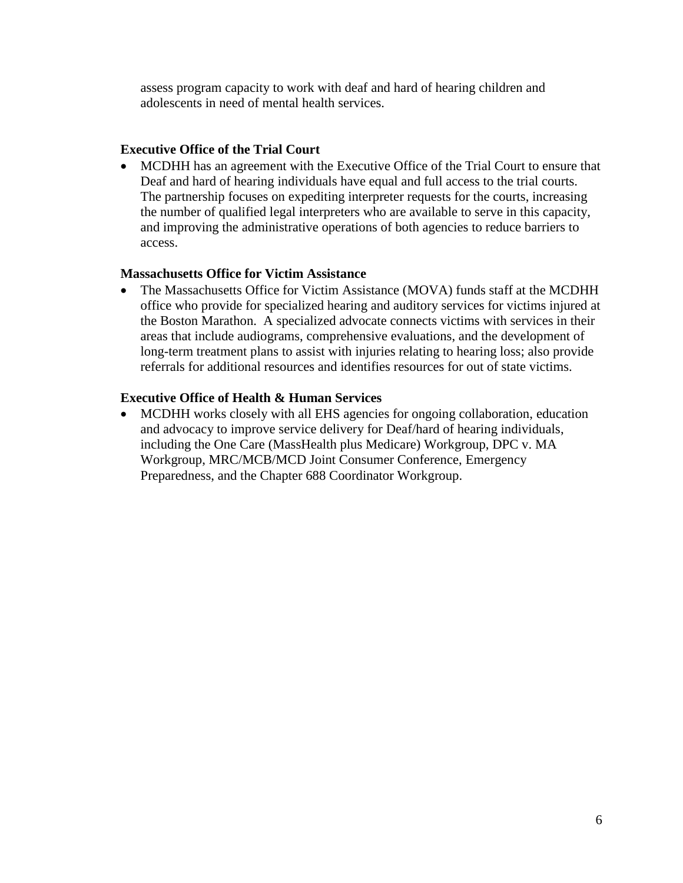assess program capacity to work with deaf and hard of hearing children and adolescents in need of mental health services.

**Executive Office of the Trial Court**

- MCDHH has an agreement with the Executive Office of the Trial Court to ensure that Deaf and hard of hearing individuals have equal and full access to the trial courts. The partnership focuses on expediting interpreter requests for the courts, increasing the number of qualified legal interpreters who are available to serve in this capacity, and improving the administrative operations of both agencies to reduce barriers to access.

**Massachusetts Office for Victim Assistance**

- The Massachusetts Office for Victim Assistance (MOVA) funds staff at the MCDHH office who provide for specialized hearing and auditory services for victims injured at the Boston Marathon. A specialized advocate connects victims with services in their areas that include audiograms, comprehensive evaluations, and the development of long-term treatment plans to assist with injuries relating to hearing loss; also provide referrals for additional resources and identifies resources for out of state victims.

**Executive Office of Health & Human Services**

- MCDHH works closely with all EHS agencies for ongoing collaboration, education and advocacy to improve service delivery for Deaf/hard of hearing individuals, including the One Care (MassHealth plus Medicare) Workgroup, DPC v. MA Workgroup, MRC/MCB/MCD Joint Consumer Conference, Emergency Preparedness, and the Chapter 688 Coordinator Workgroup.